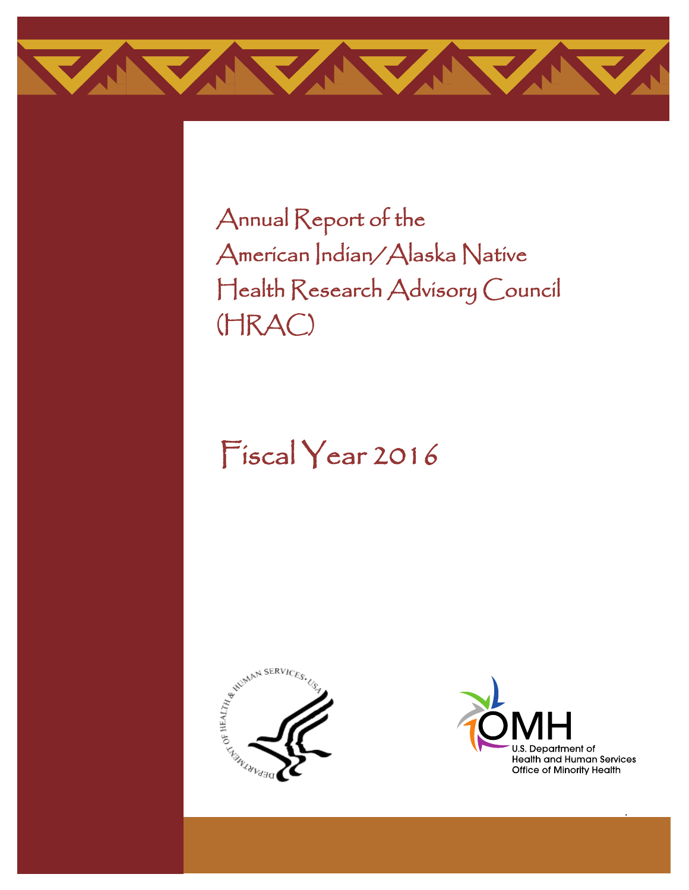# Annual Report of the American Indian/Alaska Native Health Research Advisory Council (HRAC)

## Fiscal Year 2016

U.S. Department of Health and Human Services
Office of Minority Health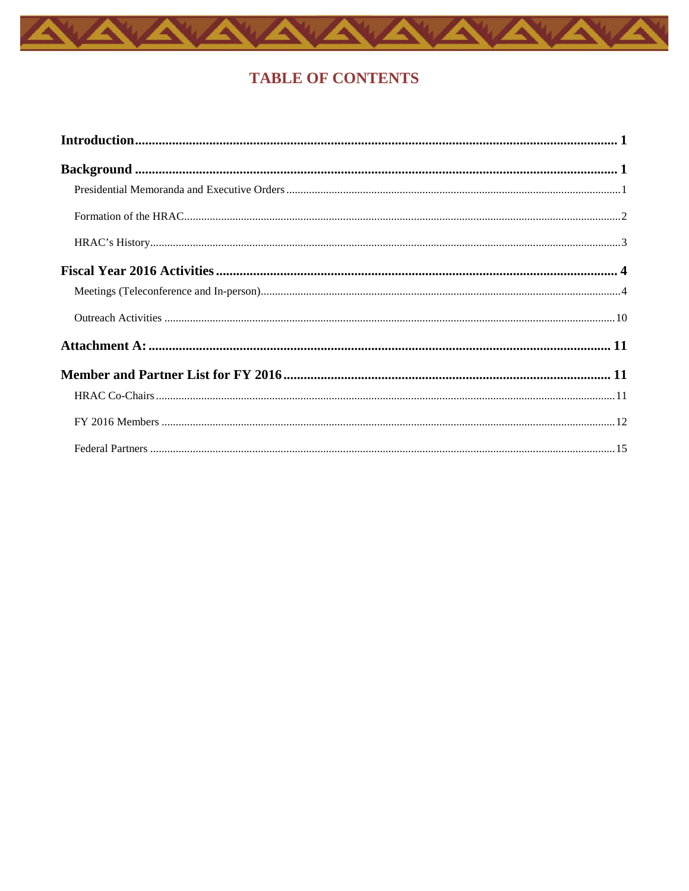# TABLE OF CONTENTS

**Introduction** ........................................................ **1**

**Background** ........................................................ **1**

- Presidential Memoranda and Executive Orders ........................................................ 1
- Formation of the HRAC ........................................................ 2
- HRAC's History ........................................................ 3

**Fiscal Year 2016 Activities** ........................................................ **4**

- Meetings (Teleconference and In-person) ........................................................ 4
- Outreach Activities ........................................................ 10

**Attachment A:** ........................................................ **11**

**Member and Partner List for FY 2016** ........................................................ **11**

- HRAC Co-Chairs ........................................................ 11
- FY 2016 Members ........................................................ 12
- Federal Partners ........................................................ 15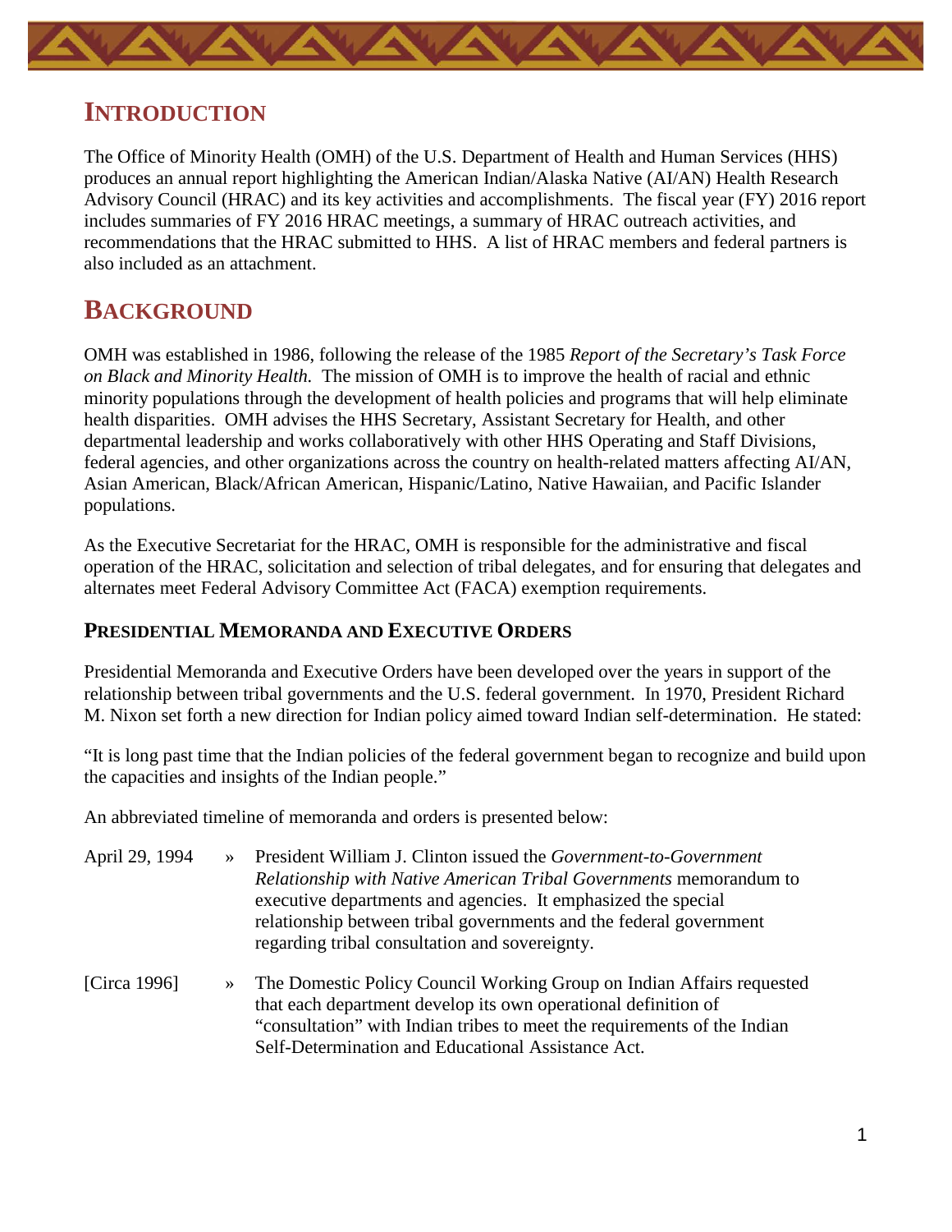## Introduction

The Office of Minority Health (OMH) of the U.S. Department of Health and Human Services (HHS) produces an annual report highlighting the American Indian/Alaska Native (AI/AN) Health Research Advisory Council (HRAC) and its key activities and accomplishments. The fiscal year (FY) 2016 report includes summaries of FY 2016 HRAC meetings, a summary of HRAC outreach activities, and recommendations that the HRAC submitted to HHS. A list of HRAC members and federal partners is also included as an attachment.

## Background

OMH was established in 1986, following the release of the 1985 *Report of the Secretary's Task Force on Black and Minority Health.* The mission of OMH is to improve the health of racial and ethnic minority populations through the development of health policies and programs that will help eliminate health disparities. OMH advises the HHS Secretary, Assistant Secretary for Health, and other departmental leadership and works collaboratively with other HHS Operating and Staff Divisions, federal agencies, and other organizations across the country on health-related matters affecting AI/AN, Asian American, Black/African American, Hispanic/Latino, Native Hawaiian, and Pacific Islander populations.

As the Executive Secretariat for the HRAC, OMH is responsible for the administrative and fiscal operation of the HRAC, solicitation and selection of tribal delegates, and for ensuring that delegates and alternates meet Federal Advisory Committee Act (FACA) exemption requirements.

### Presidential Memoranda and Executive Orders

Presidential Memoranda and Executive Orders have been developed over the years in support of the relationship between tribal governments and the U.S. federal government. In 1970, President Richard M. Nixon set forth a new direction for Indian policy aimed toward Indian self-determination. He stated:

"It is long past time that the Indian policies of the federal government began to recognize and build upon the capacities and insights of the Indian people."

An abbreviated timeline of memoranda and orders is presented below:

April 29, 1994 » President William J. Clinton issued the *Government-to-Government Relationship with Native American Tribal Governments* memorandum to executive departments and agencies. It emphasized the special relationship between tribal governments and the federal government regarding tribal consultation and sovereignty.

[Circa 1996] » The Domestic Policy Council Working Group on Indian Affairs requested that each department develop its own operational definition of "consultation" with Indian tribes to meet the requirements of the Indian Self-Determination and Educational Assistance Act.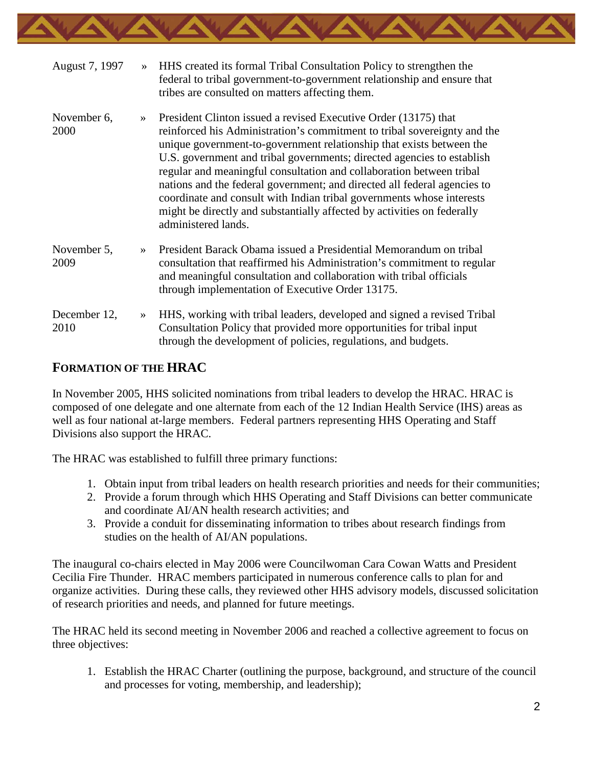| | | |
|---|---|---|
| August 7, 1997 | » | HHS created its formal Tribal Consultation Policy to strengthen the federal to tribal government-to-government relationship and ensure that tribes are consulted on matters affecting them. |
| November 6, 2000 | » | President Clinton issued a revised Executive Order (13175) that reinforced his Administration's commitment to tribal sovereignty and the unique government-to-government relationship that exists between the U.S. government and tribal governments; directed agencies to establish regular and meaningful consultation and collaboration between tribal nations and the federal government; and directed all federal agencies to coordinate and consult with Indian tribal governments whose interests might be directly and substantially affected by activities on federally administered lands. |
| November 5, 2009 | » | President Barack Obama issued a Presidential Memorandum on tribal consultation that reaffirmed his Administration's commitment to regular and meaningful consultation and collaboration with tribal officials through implementation of Executive Order 13175. |
| December 12, 2010 | » | HHS, working with tribal leaders, developed and signed a revised Tribal Consultation Policy that provided more opportunities for tribal input through the development of policies, regulations, and budgets. |

## FORMATION OF THE HRAC

In November 2005, HHS solicited nominations from tribal leaders to develop the HRAC. HRAC is composed of one delegate and one alternate from each of the 12 Indian Health Service (IHS) areas as well as four national at-large members. Federal partners representing HHS Operating and Staff Divisions also support the HRAC.

The HRAC was established to fulfill three primary functions:

1. Obtain input from tribal leaders on health research priorities and needs for their communities;
2. Provide a forum through which HHS Operating and Staff Divisions can better communicate and coordinate AI/AN health research activities; and
3. Provide a conduit for disseminating information to tribes about research findings from studies on the health of AI/AN populations.

The inaugural co-chairs elected in May 2006 were Councilwoman Cara Cowan Watts and President Cecilia Fire Thunder. HRAC members participated in numerous conference calls to plan for and organize activities. During these calls, they reviewed other HHS advisory models, discussed solicitation of research priorities and needs, and planned for future meetings.

The HRAC held its second meeting in November 2006 and reached a collective agreement to focus on three objectives:

1. Establish the HRAC Charter (outlining the purpose, background, and structure of the council and processes for voting, membership, and leadership);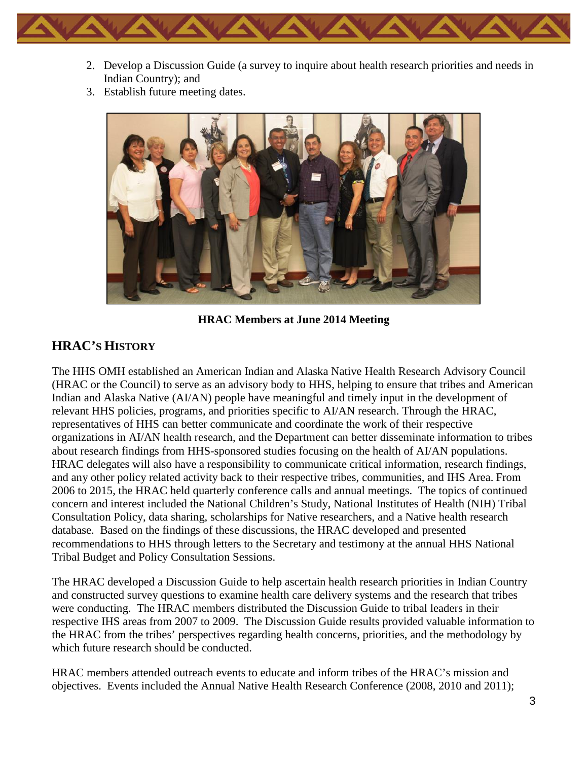2. Develop a Discussion Guide (a survey to inquire about health research priorities and needs in Indian Country); and
3. Establish future meeting dates.

**HRAC Members at June 2014 Meeting**

## HRAC's History

The HHS OMH established an American Indian and Alaska Native Health Research Advisory Council (HRAC or the Council) to serve as an advisory body to HHS, helping to ensure that tribes and American Indian and Alaska Native (AI/AN) people have meaningful and timely input in the development of relevant HHS policies, programs, and priorities specific to AI/AN research. Through the HRAC, representatives of HHS can better communicate and coordinate the work of their respective organizations in AI/AN health research, and the Department can better disseminate information to tribes about research findings from HHS-sponsored studies focusing on the health of AI/AN populations. HRAC delegates will also have a responsibility to communicate critical information, research findings, and any other policy related activity back to their respective tribes, communities, and IHS Area. From 2006 to 2015, the HRAC held quarterly conference calls and annual meetings. The topics of continued concern and interest included the National Children's Study, National Institutes of Health (NIH) Tribal Consultation Policy, data sharing, scholarships for Native researchers, and a Native health research database. Based on the findings of these discussions, the HRAC developed and presented recommendations to HHS through letters to the Secretary and testimony at the annual HHS National Tribal Budget and Policy Consultation Sessions.

The HRAC developed a Discussion Guide to help ascertain health research priorities in Indian Country and constructed survey questions to examine health care delivery systems and the research that tribes were conducting. The HRAC members distributed the Discussion Guide to tribal leaders in their respective IHS areas from 2007 to 2009. The Discussion Guide results provided valuable information to the HRAC from the tribes' perspectives regarding health concerns, priorities, and the methodology by which future research should be conducted.

HRAC members attended outreach events to educate and inform tribes of the HRAC's mission and objectives. Events included the Annual Native Health Research Conference (2008, 2010 and 2011);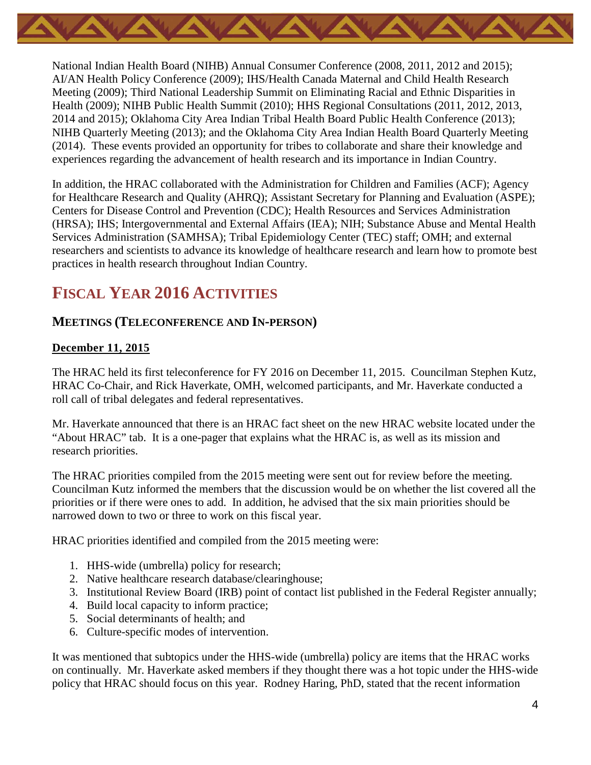National Indian Health Board (NIHB) Annual Consumer Conference (2008, 2011, 2012 and 2015); AI/AN Health Policy Conference (2009); IHS/Health Canada Maternal and Child Health Research Meeting (2009); Third National Leadership Summit on Eliminating Racial and Ethnic Disparities in Health (2009); NIHB Public Health Summit (2010); HHS Regional Consultations (2011, 2012, 2013, 2014 and 2015); Oklahoma City Area Indian Tribal Health Board Public Health Conference (2013); NIHB Quarterly Meeting (2013); and the Oklahoma City Area Indian Health Board Quarterly Meeting (2014). These events provided an opportunity for tribes to collaborate and share their knowledge and experiences regarding the advancement of health research and its importance in Indian Country.

In addition, the HRAC collaborated with the Administration for Children and Families (ACF); Agency for Healthcare Research and Quality (AHRQ); Assistant Secretary for Planning and Evaluation (ASPE); Centers for Disease Control and Prevention (CDC); Health Resources and Services Administration (HRSA); IHS; Intergovernmental and External Affairs (IEA); NIH; Substance Abuse and Mental Health Services Administration (SAMHSA); Tribal Epidemiology Center (TEC) staff; OMH; and external researchers and scientists to advance its knowledge of healthcare research and learn how to promote best practices in health research throughout Indian Country.

# FISCAL YEAR 2016 ACTIVITIES

## MEETINGS (TELECONFERENCE AND IN-PERSON)

**December 11, 2015**

The HRAC held its first teleconference for FY 2016 on December 11, 2015. Councilman Stephen Kutz, HRAC Co-Chair, and Rick Haverkate, OMH, welcomed participants, and Mr. Haverkate conducted a roll call of tribal delegates and federal representatives.

Mr. Haverkate announced that there is an HRAC fact sheet on the new HRAC website located under the "About HRAC" tab. It is a one-pager that explains what the HRAC is, as well as its mission and research priorities.

The HRAC priorities compiled from the 2015 meeting were sent out for review before the meeting. Councilman Kutz informed the members that the discussion would be on whether the list covered all the priorities or if there were ones to add. In addition, he advised that the six main priorities should be narrowed down to two or three to work on this fiscal year.

HRAC priorities identified and compiled from the 2015 meeting were:

1. HHS-wide (umbrella) policy for research;
2. Native healthcare research database/clearinghouse;
3. Institutional Review Board (IRB) point of contact list published in the Federal Register annually;
4. Build local capacity to inform practice;
5. Social determinants of health; and
6. Culture-specific modes of intervention.

It was mentioned that subtopics under the HHS-wide (umbrella) policy are items that the HRAC works on continually. Mr. Haverkate asked members if they thought there was a hot topic under the HHS-wide policy that HRAC should focus on this year. Rodney Haring, PhD, stated that the recent information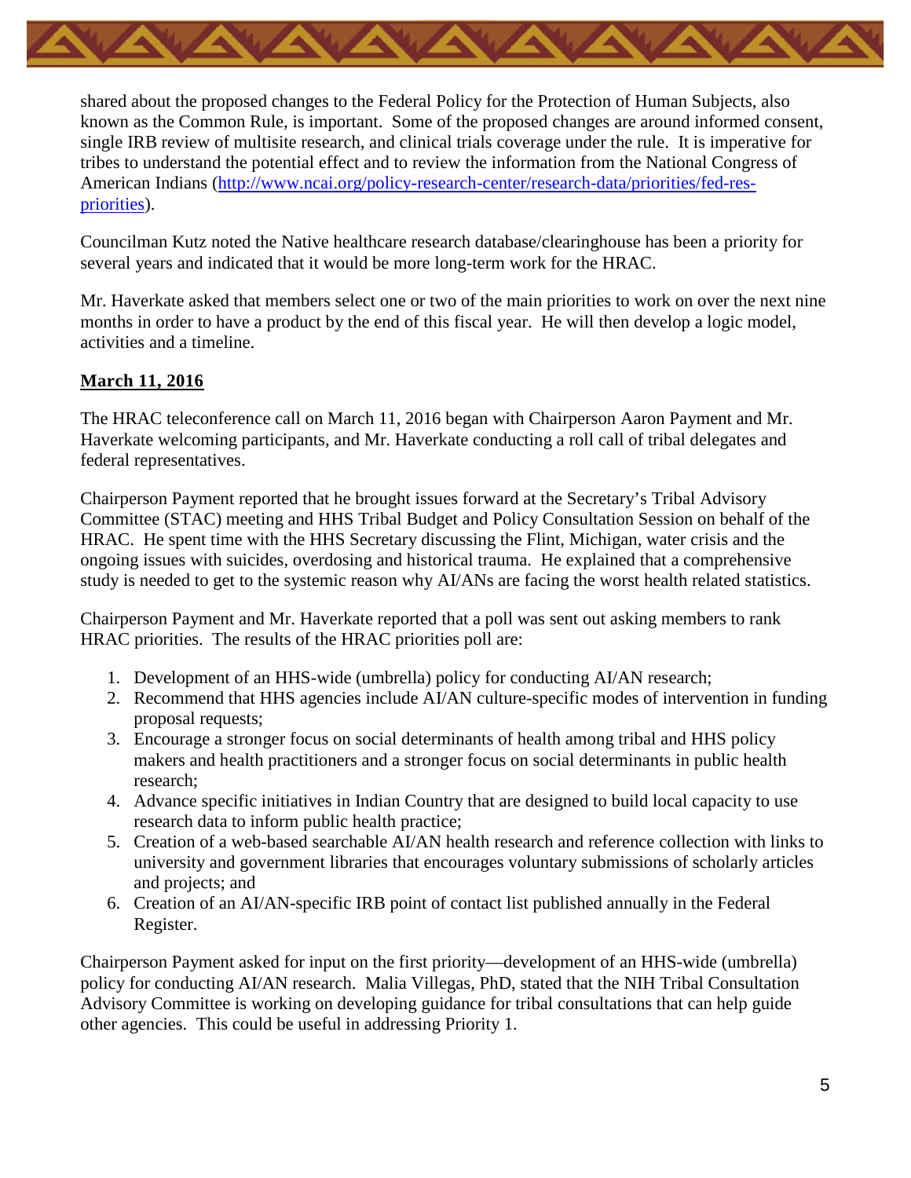shared about the proposed changes to the Federal Policy for the Protection of Human Subjects, also known as the Common Rule, is important. Some of the proposed changes are around informed consent, single IRB review of multisite research, and clinical trials coverage under the rule. It is imperative for tribes to understand the potential effect and to review the information from the National Congress of American Indians (http://www.ncai.org/policy-research-center/research-data/priorities/fed-res-priorities).

Councilman Kutz noted the Native healthcare research database/clearinghouse has been a priority for several years and indicated that it would be more long-term work for the HRAC.

Mr. Haverkate asked that members select one or two of the main priorities to work on over the next nine months in order to have a product by the end of this fiscal year. He will then develop a logic model, activities and a timeline.

**March 11, 2016**

The HRAC teleconference call on March 11, 2016 began with Chairperson Aaron Payment and Mr. Haverkate welcoming participants, and Mr. Haverkate conducting a roll call of tribal delegates and federal representatives.

Chairperson Payment reported that he brought issues forward at the Secretary's Tribal Advisory Committee (STAC) meeting and HHS Tribal Budget and Policy Consultation Session on behalf of the HRAC. He spent time with the HHS Secretary discussing the Flint, Michigan, water crisis and the ongoing issues with suicides, overdosing and historical trauma. He explained that a comprehensive study is needed to get to the systemic reason why AI/ANs are facing the worst health related statistics.

Chairperson Payment and Mr. Haverkate reported that a poll was sent out asking members to rank HRAC priorities. The results of the HRAC priorities poll are:

1. Development of an HHS-wide (umbrella) policy for conducting AI/AN research;
2. Recommend that HHS agencies include AI/AN culture-specific modes of intervention in funding proposal requests;
3. Encourage a stronger focus on social determinants of health among tribal and HHS policy makers and health practitioners and a stronger focus on social determinants in public health research;
4. Advance specific initiatives in Indian Country that are designed to build local capacity to use research data to inform public health practice;
5. Creation of a web-based searchable AI/AN health research and reference collection with links to university and government libraries that encourages voluntary submissions of scholarly articles and projects; and
6. Creation of an AI/AN-specific IRB point of contact list published annually in the Federal Register.

Chairperson Payment asked for input on the first priority—development of an HHS-wide (umbrella) policy for conducting AI/AN research. Malia Villegas, PhD, stated that the NIH Tribal Consultation Advisory Committee is working on developing guidance for tribal consultations that can help guide other agencies. This could be useful in addressing Priority 1.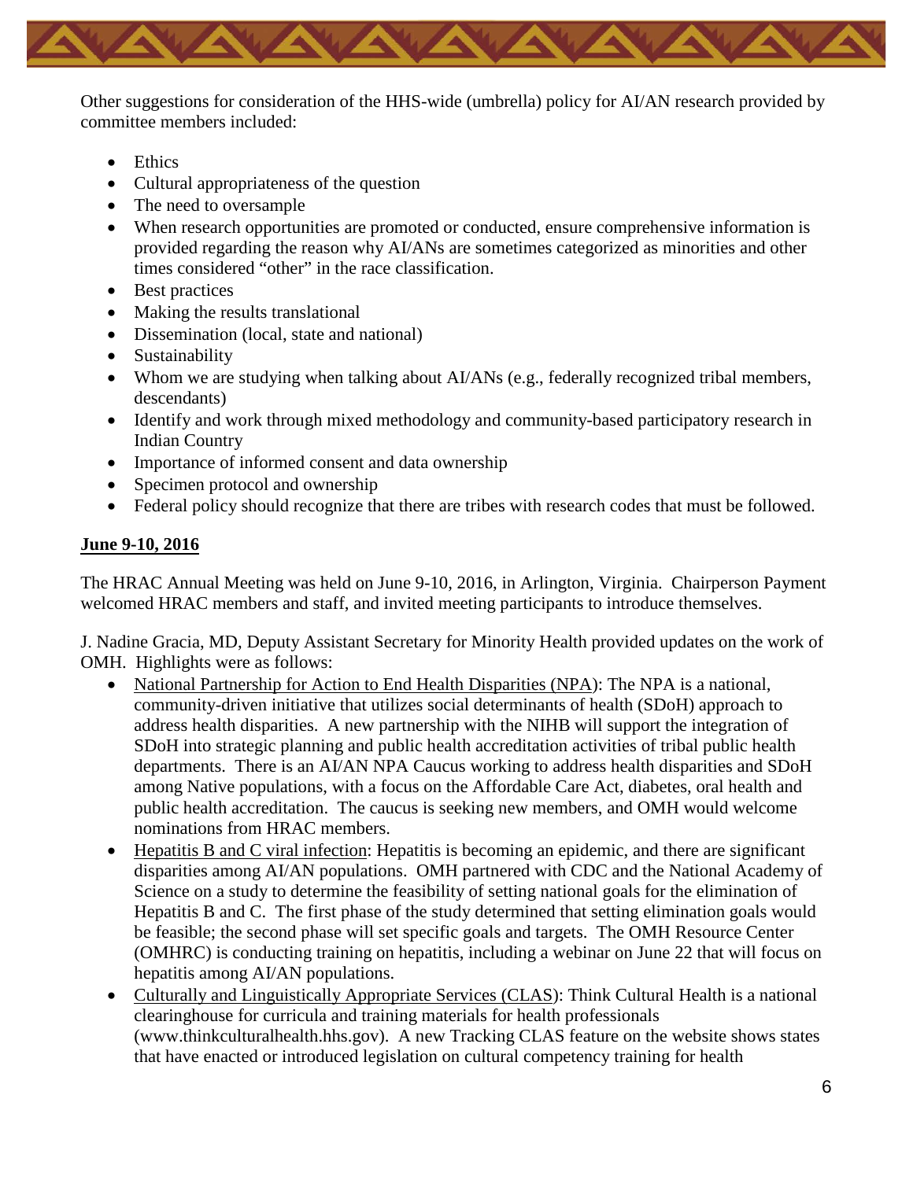Other suggestions for consideration of the HHS-wide (umbrella) policy for AI/AN research provided by committee members included:

- Ethics
- Cultural appropriateness of the question
- The need to oversample
- When research opportunities are promoted or conducted, ensure comprehensive information is provided regarding the reason why AI/ANs are sometimes categorized as minorities and other times considered "other" in the race classification.
- Best practices
- Making the results translational
- Dissemination (local, state and national)
- Sustainability
- Whom we are studying when talking about AI/ANs (e.g., federally recognized tribal members, descendants)
- Identify and work through mixed methodology and community-based participatory research in Indian Country
- Importance of informed consent and data ownership
- Specimen protocol and ownership
- Federal policy should recognize that there are tribes with research codes that must be followed.

**June 9-10, 2016**

The HRAC Annual Meeting was held on June 9-10, 2016, in Arlington, Virginia. Chairperson Payment welcomed HRAC members and staff, and invited meeting participants to introduce themselves.

J. Nadine Gracia, MD, Deputy Assistant Secretary for Minority Health provided updates on the work of OMH. Highlights were as follows:

- National Partnership for Action to End Health Disparities (NPA): The NPA is a national, community-driven initiative that utilizes social determinants of health (SDoH) approach to address health disparities. A new partnership with the NIHB will support the integration of SDoH into strategic planning and public health accreditation activities of tribal public health departments. There is an AI/AN NPA Caucus working to address health disparities and SDoH among Native populations, with a focus on the Affordable Care Act, diabetes, oral health and public health accreditation. The caucus is seeking new members, and OMH would welcome nominations from HRAC members.
- Hepatitis B and C viral infection: Hepatitis is becoming an epidemic, and there are significant disparities among AI/AN populations. OMH partnered with CDC and the National Academy of Science on a study to determine the feasibility of setting national goals for the elimination of Hepatitis B and C. The first phase of the study determined that setting elimination goals would be feasible; the second phase will set specific goals and targets. The OMH Resource Center (OMHRC) is conducting training on hepatitis, including a webinar on June 22 that will focus on hepatitis among AI/AN populations.
- Culturally and Linguistically Appropriate Services (CLAS): Think Cultural Health is a national clearinghouse for curricula and training materials for health professionals (www.thinkculturalhealth.hhs.gov). A new Tracking CLAS feature on the website shows states that have enacted or introduced legislation on cultural competency training for health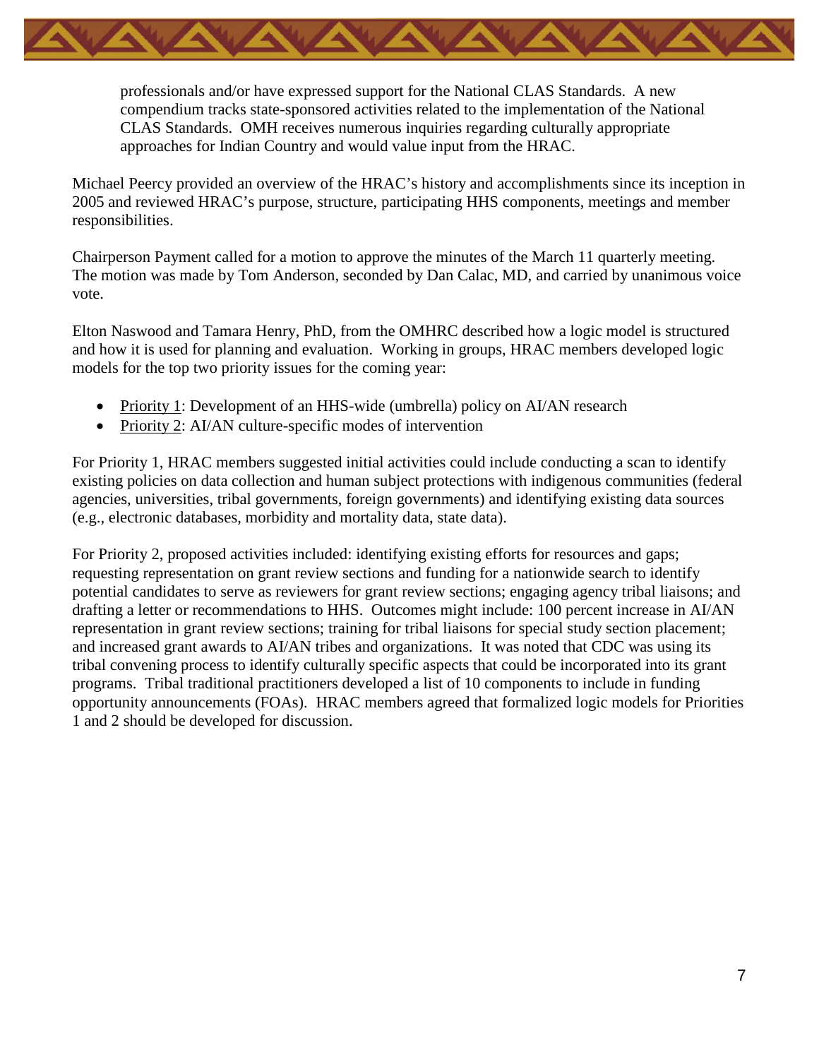professionals and/or have expressed support for the National CLAS Standards. A new compendium tracks state-sponsored activities related to the implementation of the National CLAS Standards. OMH receives numerous inquiries regarding culturally appropriate approaches for Indian Country and would value input from the HRAC.

Michael Peercy provided an overview of the HRAC's history and accomplishments since its inception in 2005 and reviewed HRAC's purpose, structure, participating HHS components, meetings and member responsibilities.

Chairperson Payment called for a motion to approve the minutes of the March 11 quarterly meeting. The motion was made by Tom Anderson, seconded by Dan Calac, MD, and carried by unanimous voice vote.

Elton Naswood and Tamara Henry, PhD, from the OMHRC described how a logic model is structured and how it is used for planning and evaluation. Working in groups, HRAC members developed logic models for the top two priority issues for the coming year:

- <u>Priority 1</u>: Development of an HHS-wide (umbrella) policy on AI/AN research
- <u>Priority 2</u>: AI/AN culture-specific modes of intervention

For Priority 1, HRAC members suggested initial activities could include conducting a scan to identify existing policies on data collection and human subject protections with indigenous communities (federal agencies, universities, tribal governments, foreign governments) and identifying existing data sources (e.g., electronic databases, morbidity and mortality data, state data).

For Priority 2, proposed activities included: identifying existing efforts for resources and gaps; requesting representation on grant review sections and funding for a nationwide search to identify potential candidates to serve as reviewers for grant review sections; engaging agency tribal liaisons; and drafting a letter or recommendations to HHS. Outcomes might include: 100 percent increase in AI/AN representation in grant review sections; training for tribal liaisons for special study section placement; and increased grant awards to AI/AN tribes and organizations. It was noted that CDC was using its tribal convening process to identify culturally specific aspects that could be incorporated into its grant programs. Tribal traditional practitioners developed a list of 10 components to include in funding opportunity announcements (FOAs). HRAC members agreed that formalized logic models for Priorities 1 and 2 should be developed for discussion.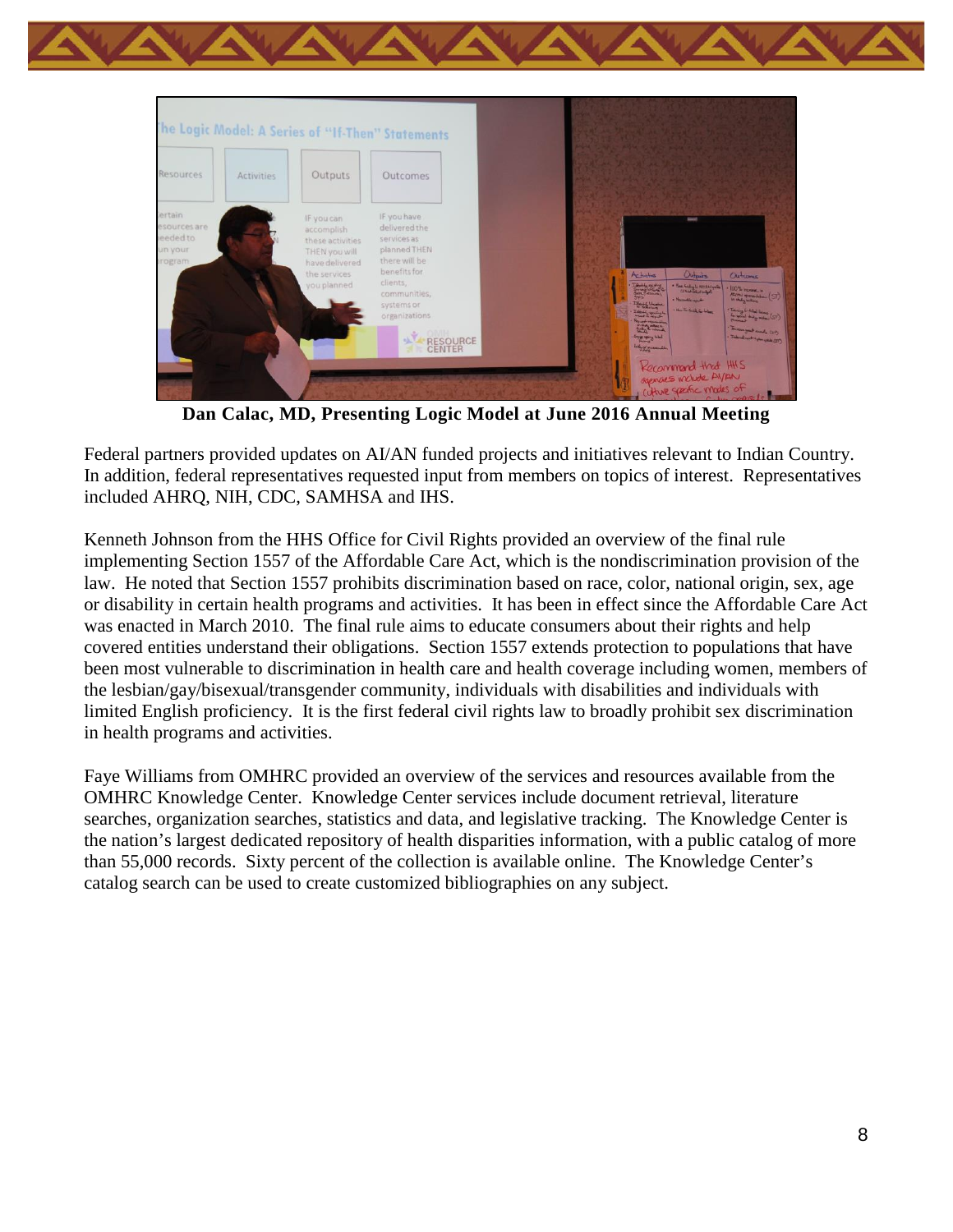**Dan Calac, MD, Presenting Logic Model at June 2016 Annual Meeting**

Federal partners provided updates on AI/AN funded projects and initiatives relevant to Indian Country. In addition, federal representatives requested input from members on topics of interest. Representatives included AHRQ, NIH, CDC, SAMHSA and IHS.

Kenneth Johnson from the HHS Office for Civil Rights provided an overview of the final rule implementing Section 1557 of the Affordable Care Act, which is the nondiscrimination provision of the law. He noted that Section 1557 prohibits discrimination based on race, color, national origin, sex, age or disability in certain health programs and activities. It has been in effect since the Affordable Care Act was enacted in March 2010. The final rule aims to educate consumers about their rights and help covered entities understand their obligations. Section 1557 extends protection to populations that have been most vulnerable to discrimination in health care and health coverage including women, members of the lesbian/gay/bisexual/transgender community, individuals with disabilities and individuals with limited English proficiency. It is the first federal civil rights law to broadly prohibit sex discrimination in health programs and activities.

Faye Williams from OMHRC provided an overview of the services and resources available from the OMHRC Knowledge Center. Knowledge Center services include document retrieval, literature searches, organization searches, statistics and data, and legislative tracking. The Knowledge Center is the nation's largest dedicated repository of health disparities information, with a public catalog of more than 55,000 records. Sixty percent of the collection is available online. The Knowledge Center's catalog search can be used to create customized bibliographies on any subject.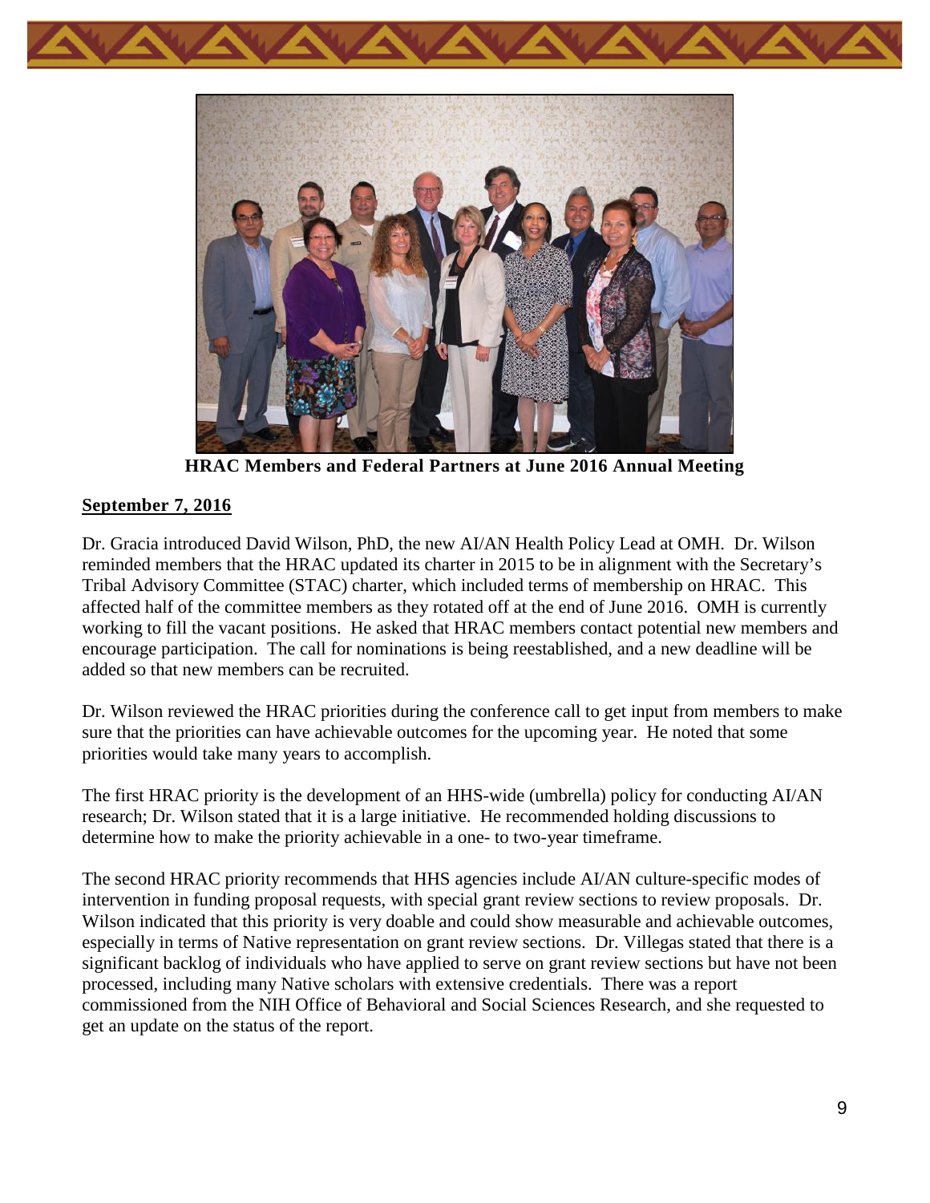**HRAC Members and Federal Partners at June 2016 Annual Meeting**

## September 7, 2016

Dr. Gracia introduced David Wilson, PhD, the new AI/AN Health Policy Lead at OMH. Dr. Wilson reminded members that the HRAC updated its charter in 2015 to be in alignment with the Secretary's Tribal Advisory Committee (STAC) charter, which included terms of membership on HRAC. This affected half of the committee members as they rotated off at the end of June 2016. OMH is currently working to fill the vacant positions. He asked that HRAC members contact potential new members and encourage participation. The call for nominations is being reestablished, and a new deadline will be added so that new members can be recruited.

Dr. Wilson reviewed the HRAC priorities during the conference call to get input from members to make sure that the priorities can have achievable outcomes for the upcoming year. He noted that some priorities would take many years to accomplish.

The first HRAC priority is the development of an HHS-wide (umbrella) policy for conducting AI/AN research; Dr. Wilson stated that it is a large initiative. He recommended holding discussions to determine how to make the priority achievable in a one- to two-year timeframe.

The second HRAC priority recommends that HHS agencies include AI/AN culture-specific modes of intervention in funding proposal requests, with special grant review sections to review proposals. Dr. Wilson indicated that this priority is very doable and could show measurable and achievable outcomes, especially in terms of Native representation on grant review sections. Dr. Villegas stated that there is a significant backlog of individuals who have applied to serve on grant review sections but have not been processed, including many Native scholars with extensive credentials. There was a report commissioned from the NIH Office of Behavioral and Social Sciences Research, and she requested to get an update on the status of the report.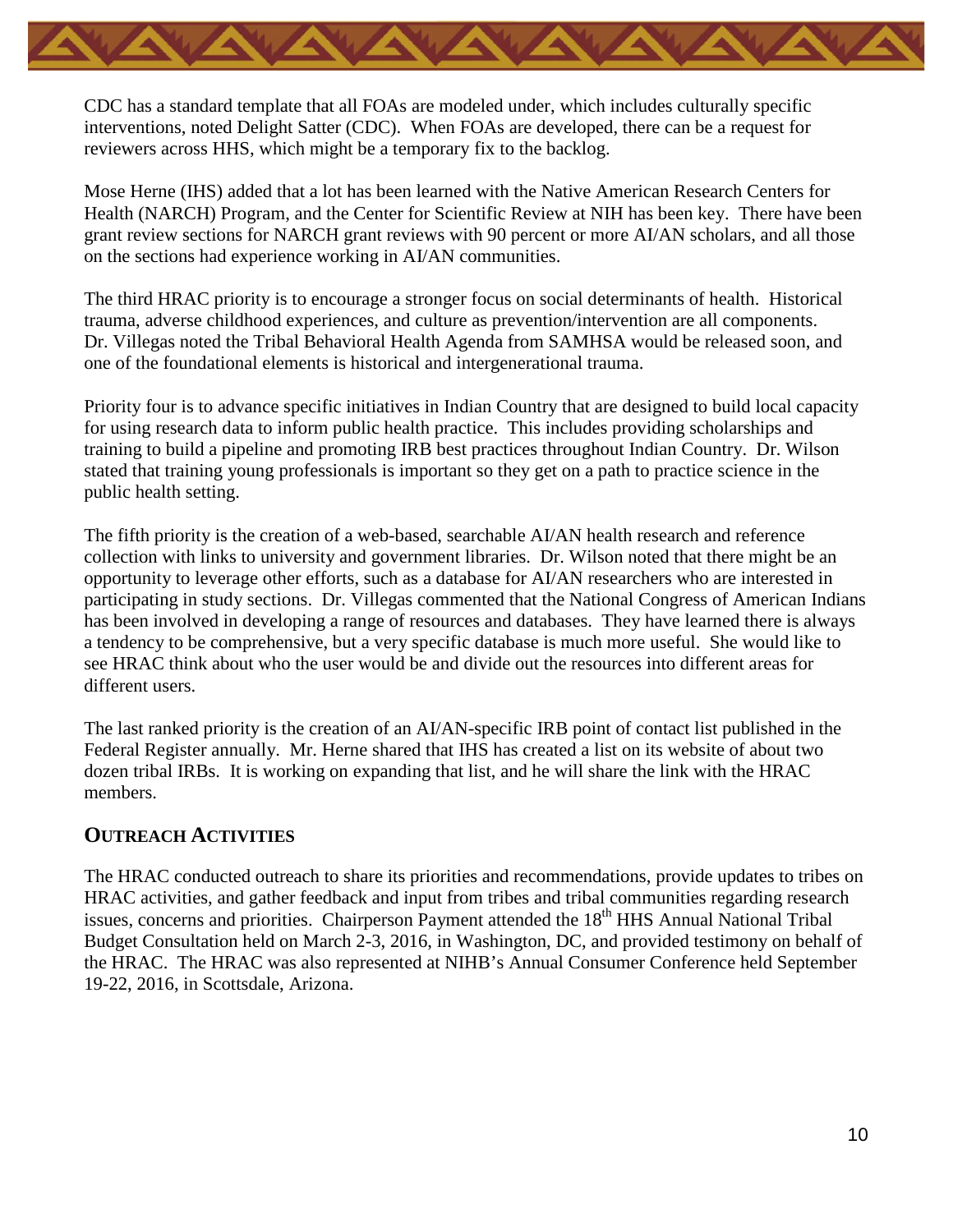CDC has a standard template that all FOAs are modeled under, which includes culturally specific interventions, noted Delight Satter (CDC). When FOAs are developed, there can be a request for reviewers across HHS, which might be a temporary fix to the backlog.

Mose Herne (IHS) added that a lot has been learned with the Native American Research Centers for Health (NARCH) Program, and the Center for Scientific Review at NIH has been key. There have been grant review sections for NARCH grant reviews with 90 percent or more AI/AN scholars, and all those on the sections had experience working in AI/AN communities.

The third HRAC priority is to encourage a stronger focus on social determinants of health. Historical trauma, adverse childhood experiences, and culture as prevention/intervention are all components. Dr. Villegas noted the Tribal Behavioral Health Agenda from SAMHSA would be released soon, and one of the foundational elements is historical and intergenerational trauma.

Priority four is to advance specific initiatives in Indian Country that are designed to build local capacity for using research data to inform public health practice. This includes providing scholarships and training to build a pipeline and promoting IRB best practices throughout Indian Country. Dr. Wilson stated that training young professionals is important so they get on a path to practice science in the public health setting.

The fifth priority is the creation of a web-based, searchable AI/AN health research and reference collection with links to university and government libraries. Dr. Wilson noted that there might be an opportunity to leverage other efforts, such as a database for AI/AN researchers who are interested in participating in study sections. Dr. Villegas commented that the National Congress of American Indians has been involved in developing a range of resources and databases. They have learned there is always a tendency to be comprehensive, but a very specific database is much more useful. She would like to see HRAC think about who the user would be and divide out the resources into different areas for different users.

The last ranked priority is the creation of an AI/AN-specific IRB point of contact list published in the Federal Register annually. Mr. Herne shared that IHS has created a list on its website of about two dozen tribal IRBs. It is working on expanding that list, and he will share the link with the HRAC members.

## OUTREACH ACTIVITIES

The HRAC conducted outreach to share its priorities and recommendations, provide updates to tribes on HRAC activities, and gather feedback and input from tribes and tribal communities regarding research issues, concerns and priorities. Chairperson Payment attended the 18th HHS Annual National Tribal Budget Consultation held on March 2-3, 2016, in Washington, DC, and provided testimony on behalf of the HRAC. The HRAC was also represented at NIHB's Annual Consumer Conference held September 19-22, 2016, in Scottsdale, Arizona.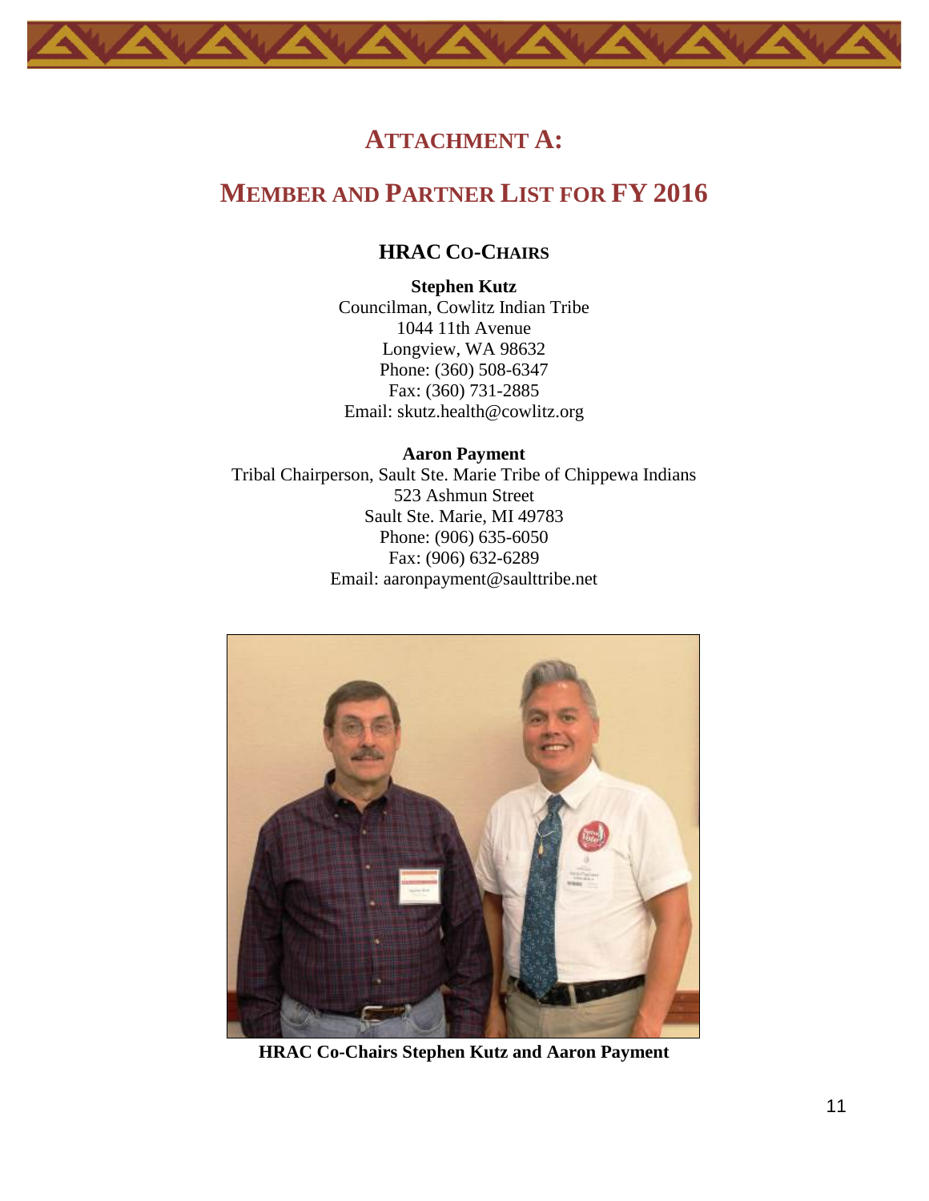# Attachment A:

# Member and Partner List for FY 2016

## HRAC Co-Chairs

**Stephen Kutz**
Councilman, Cowlitz Indian Tribe
1044 11th Avenue
Longview, WA 98632
Phone: (360) 508-6347
Fax: (360) 731-2885
Email: skutz.health@cowlitz.org

**Aaron Payment**
Tribal Chairperson, Sault Ste. Marie Tribe of Chippewa Indians
523 Ashmun Street
Sault Ste. Marie, MI 49783
Phone: (906) 635-6050
Fax: (906) 632-6289
Email: aaronpayment@saulttribe.net

**HRAC Co-Chairs Stephen Kutz and Aaron Payment**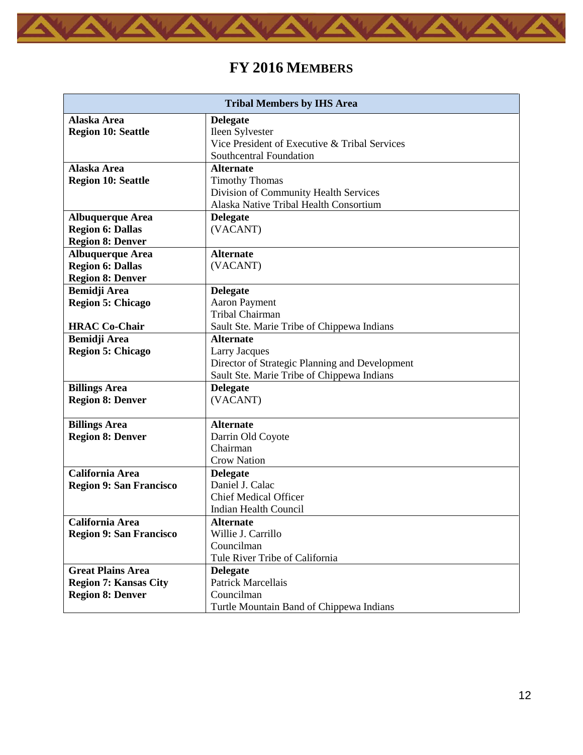# FY 2016 MEMBERS

| Tribal Members by IHS Area | |
|---|---|
| **Alaska Area**<br>**Region 10: Seattle** | **Delegate**<br>Ileen Sylvester<br>Vice President of Executive & Tribal Services<br>Southcentral Foundation |
| **Alaska Area**<br>**Region 10: Seattle** | **Alternate**<br>Timothy Thomas<br>Division of Community Health Services<br>Alaska Native Tribal Health Consortium |
| **Albuquerque Area**<br>**Region 6: Dallas**<br>**Region 8: Denver** | **Delegate**<br>(VACANT) |
| **Albuquerque Area**<br>**Region 6: Dallas**<br>**Region 8: Denver** | **Alternate**<br>(VACANT) |
| **Bemidji Area**<br>**Region 5: Chicago**<br><br>**HRAC Co-Chair** | **Delegate**<br>Aaron Payment<br>Tribal Chairman<br>Sault Ste. Marie Tribe of Chippewa Indians |
| **Bemidji Area**<br>**Region 5: Chicago** | **Alternate**<br>Larry Jacques<br>Director of Strategic Planning and Development<br>Sault Ste. Marie Tribe of Chippewa Indians |
| **Billings Area**<br>**Region 8: Denver** | **Delegate**<br>(VACANT) |
| **Billings Area**<br>**Region 8: Denver** | **Alternate**<br>Darrin Old Coyote<br>Chairman<br>Crow Nation |
| **California Area**<br>**Region 9: San Francisco** | **Delegate**<br>Daniel J. Calac<br>Chief Medical Officer<br>Indian Health Council |
| **California Area**<br>**Region 9: San Francisco** | **Alternate**<br>Willie J. Carrillo<br>Councilman<br>Tule River Tribe of California |
| **Great Plains Area**<br>**Region 7: Kansas City**<br>**Region 8: Denver** | **Delegate**<br>Patrick Marcellais<br>Councilman<br>Turtle Mountain Band of Chippewa Indians |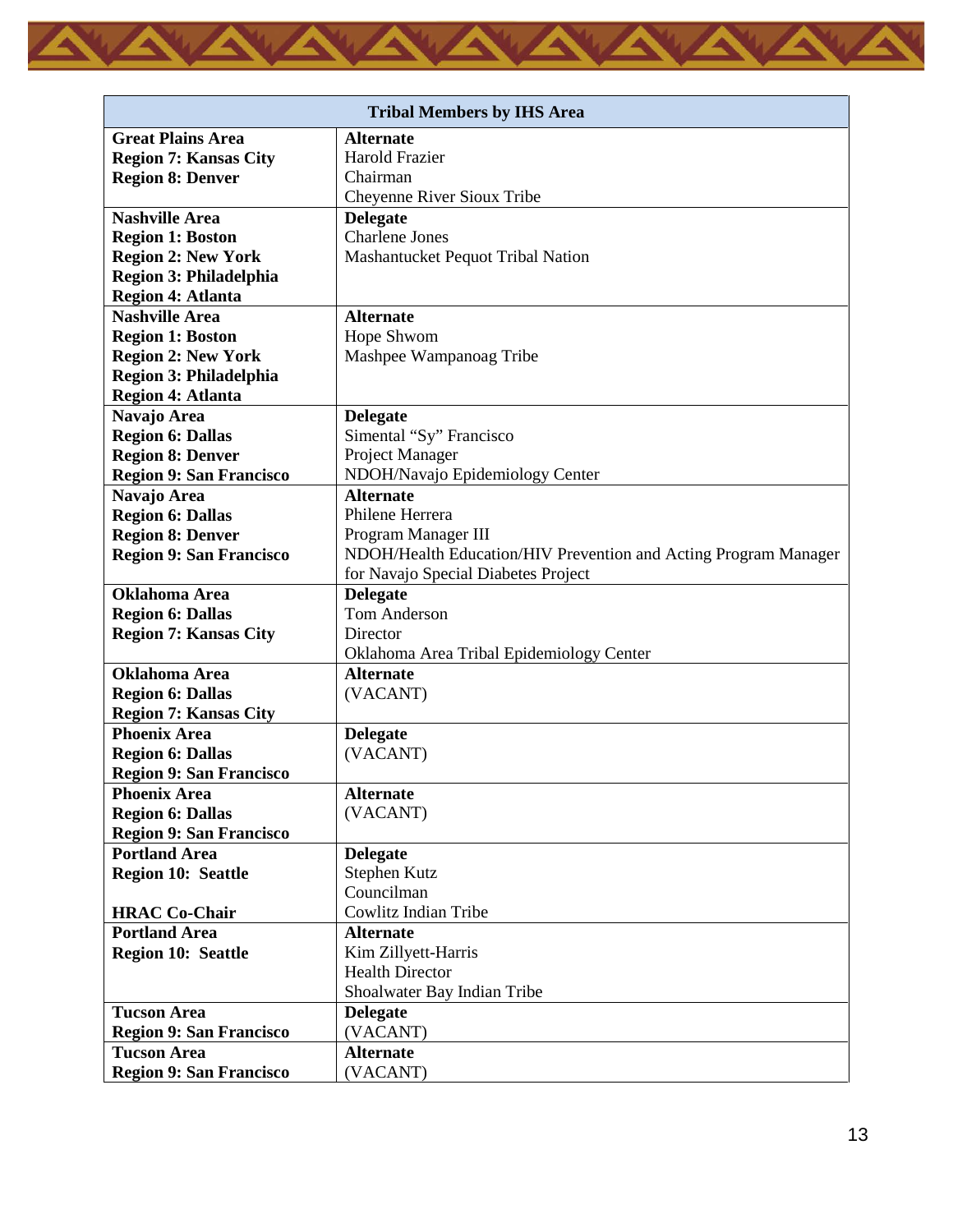| Tribal Members by IHS Area | |
|---|---|
| **Great Plains Area**<br>**Region 7: Kansas City**<br>**Region 8: Denver** | **Alternate**<br>Harold Frazier<br>Chairman<br>Cheyenne River Sioux Tribe |
| **Nashville Area**<br>**Region 1: Boston**<br>**Region 2: New York**<br>**Region 3: Philadelphia**<br>**Region 4: Atlanta** | **Delegate**<br>Charlene Jones<br>Mashantucket Pequot Tribal Nation |
| **Nashville Area**<br>**Region 1: Boston**<br>**Region 2: New York**<br>**Region 3: Philadelphia**<br>**Region 4: Atlanta** | **Alternate**<br>Hope Shwom<br>Mashpee Wampanoag Tribe |
| **Navajo Area**<br>**Region 6: Dallas**<br>**Region 8: Denver**<br>**Region 9: San Francisco** | **Delegate**<br>Simental "Sy" Francisco<br>Project Manager<br>NDOH/Navajo Epidemiology Center |
| **Navajo Area**<br>**Region 6: Dallas**<br>**Region 8: Denver**<br>**Region 9: San Francisco** | **Alternate**<br>Philene Herrera<br>Program Manager III<br>NDOH/Health Education/HIV Prevention and Acting Program Manager for Navajo Special Diabetes Project |
| **Oklahoma Area**<br>**Region 6: Dallas**<br>**Region 7: Kansas City** | **Delegate**<br>Tom Anderson<br>Director<br>Oklahoma Area Tribal Epidemiology Center |
| **Oklahoma Area**<br>**Region 6: Dallas**<br>**Region 7: Kansas City** | **Alternate**<br>(VACANT) |
| **Phoenix Area**<br>**Region 6: Dallas**<br>**Region 9: San Francisco** | **Delegate**<br>(VACANT) |
| **Phoenix Area**<br>**Region 6: Dallas**<br>**Region 9: San Francisco** | **Alternate**<br>(VACANT) |
| **Portland Area**<br>**Region 10: Seattle**<br><br>**HRAC Co-Chair** | **Delegate**<br>Stephen Kutz<br>Councilman<br>Cowlitz Indian Tribe |
| **Portland Area**<br>**Region 10: Seattle** | **Alternate**<br>Kim Zillyett-Harris<br>Health Director<br>Shoalwater Bay Indian Tribe |
| **Tucson Area**<br>**Region 9: San Francisco** | **Delegate**<br>(VACANT) |
| **Tucson Area**<br>**Region 9: San Francisco** | **Alternate**<br>(VACANT) |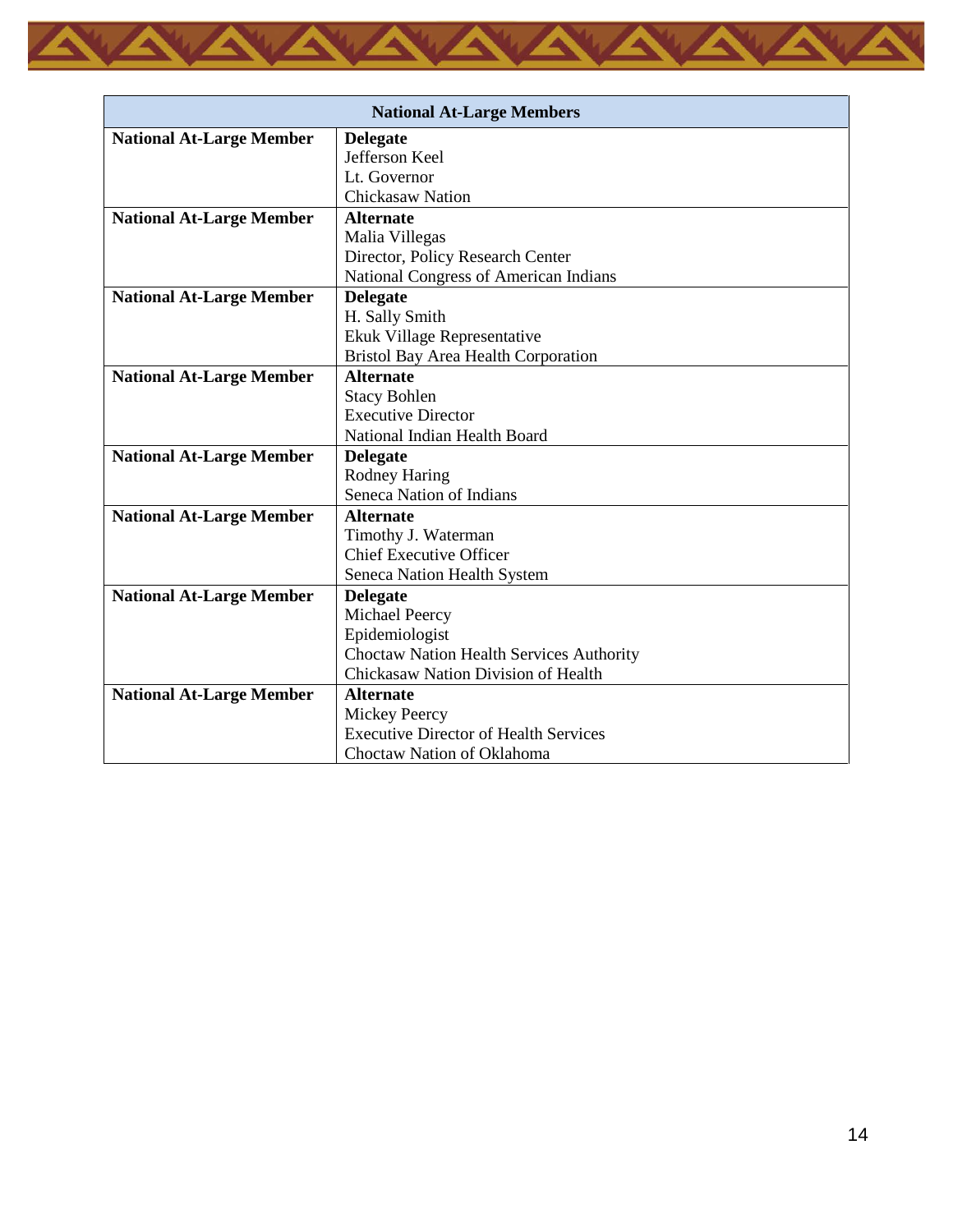| National At-Large Members | |
|---|---|
| **National At-Large Member** | **Delegate**<br>Jefferson Keel<br>Lt. Governor<br>Chickasaw Nation |
| **National At-Large Member** | **Alternate**<br>Malia Villegas<br>Director, Policy Research Center<br>National Congress of American Indians |
| **National At-Large Member** | **Delegate**<br>H. Sally Smith<br>Ekuk Village Representative<br>Bristol Bay Area Health Corporation |
| **National At-Large Member** | **Alternate**<br>Stacy Bohlen<br>Executive Director<br>National Indian Health Board |
| **National At-Large Member** | **Delegate**<br>Rodney Haring<br>Seneca Nation of Indians |
| **National At-Large Member** | **Alternate**<br>Timothy J. Waterman<br>Chief Executive Officer<br>Seneca Nation Health System |
| **National At-Large Member** | **Delegate**<br>Michael Peercy<br>Epidemiologist<br>Choctaw Nation Health Services Authority<br>Chickasaw Nation Division of Health |
| **National At-Large Member** | **Alternate**<br>Mickey Peercy<br>Executive Director of Health Services<br>Choctaw Nation of Oklahoma |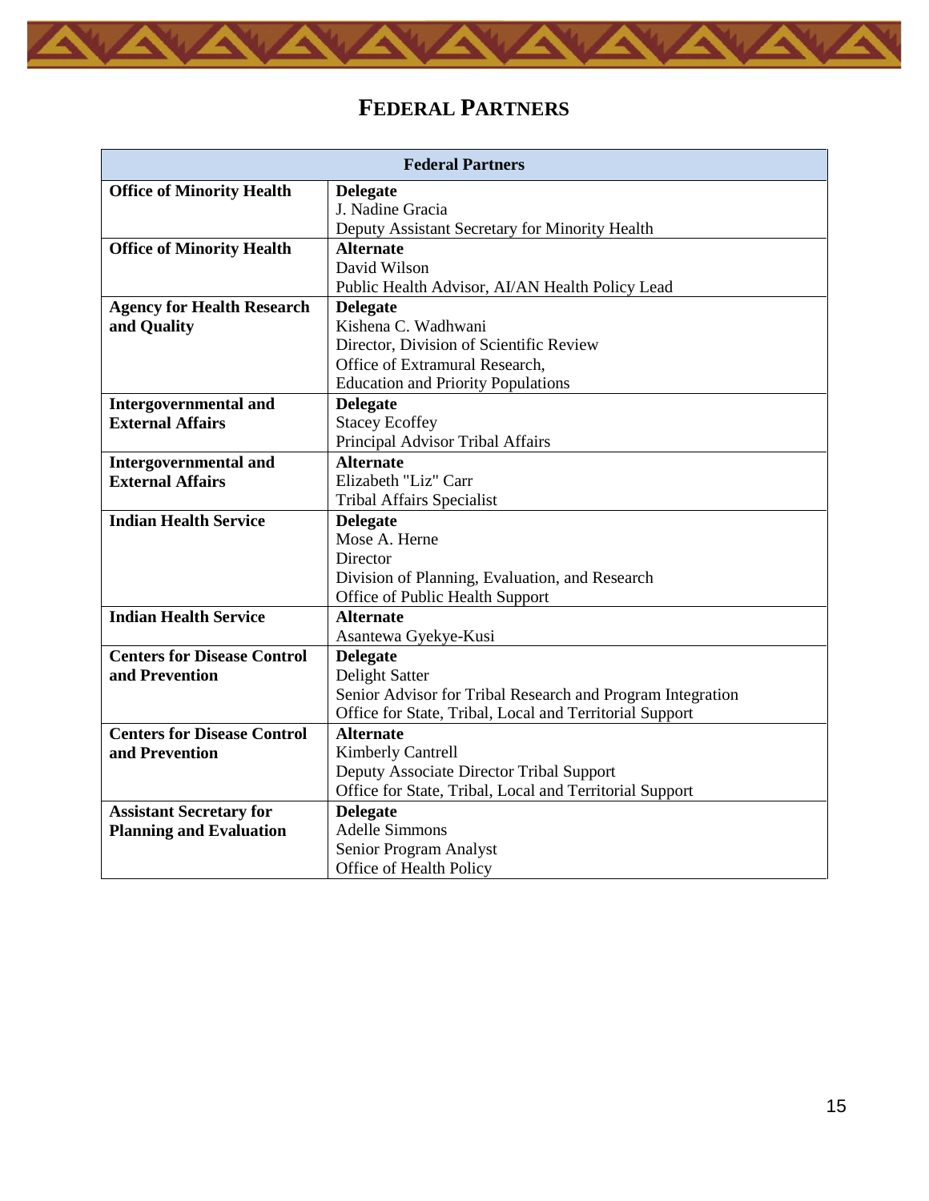# FEDERAL PARTNERS

| Federal Partners | |
|---|---|
| **Office of Minority Health** | **Delegate**<br>J. Nadine Gracia<br>Deputy Assistant Secretary for Minority Health |
| **Office of Minority Health** | **Alternate**<br>David Wilson<br>Public Health Advisor, AI/AN Health Policy Lead |
| **Agency for Health Research and Quality** | **Delegate**<br>Kishena C. Wadhwani<br>Director, Division of Scientific Review<br>Office of Extramural Research,<br>Education and Priority Populations |
| **Intergovernmental and External Affairs** | **Delegate**<br>Stacey Ecoffey<br>Principal Advisor Tribal Affairs |
| **Intergovernmental and External Affairs** | **Alternate**<br>Elizabeth "Liz" Carr<br>Tribal Affairs Specialist |
| **Indian Health Service** | **Delegate**<br>Mose A. Herne<br>Director<br>Division of Planning, Evaluation, and Research<br>Office of Public Health Support |
| **Indian Health Service** | **Alternate**<br>Asantewa Gyekye-Kusi |
| **Centers for Disease Control and Prevention** | **Delegate**<br>Delight Satter<br>Senior Advisor for Tribal Research and Program Integration<br>Office for State, Tribal, Local and Territorial Support |
| **Centers for Disease Control and Prevention** | **Alternate**<br>Kimberly Cantrell<br>Deputy Associate Director Tribal Support<br>Office for State, Tribal, Local and Territorial Support |
| **Assistant Secretary for Planning and Evaluation** | **Delegate**<br>Adelle Simmons<br>Senior Program Analyst<br>Office of Health Policy |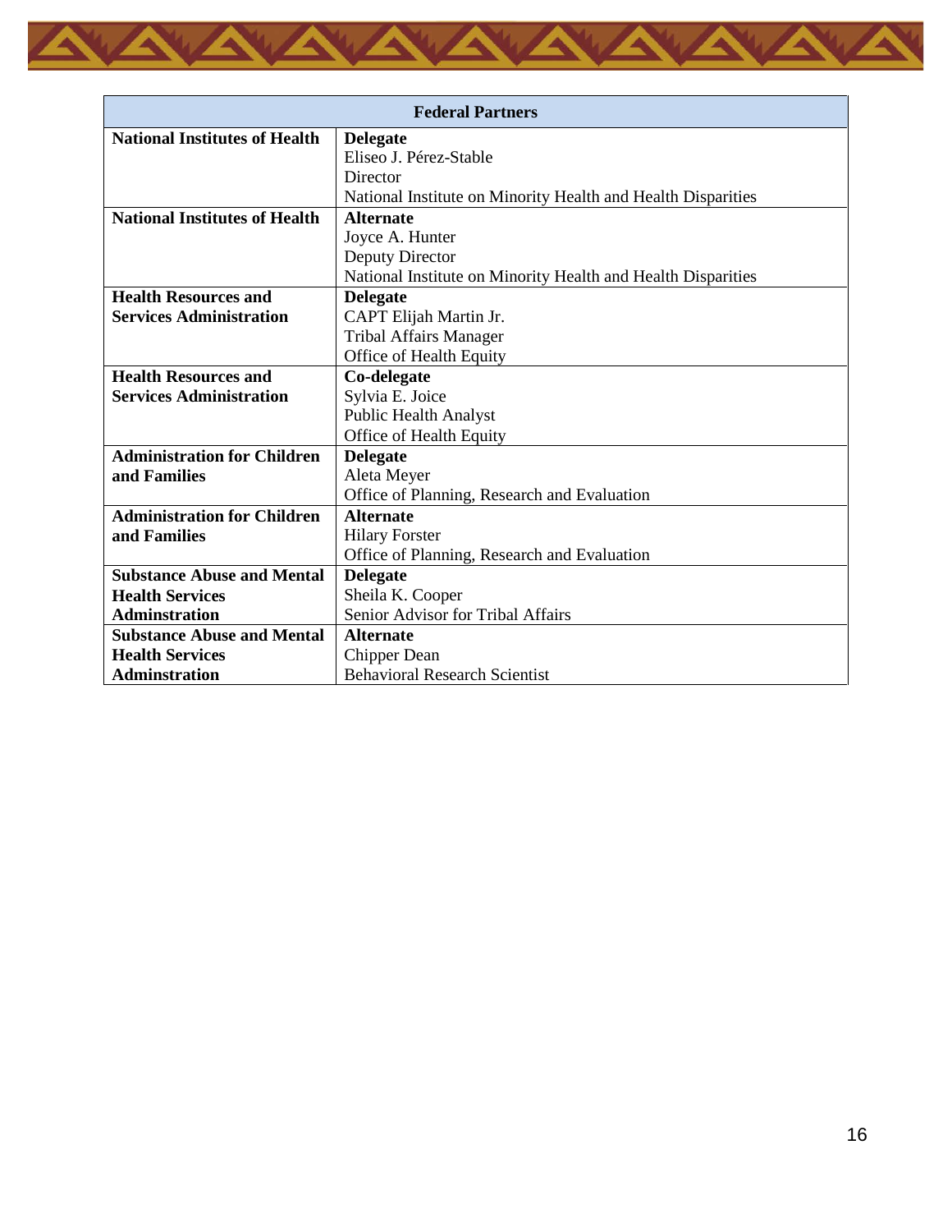| Federal Partners | |
|---|---|
| **National Institutes of Health** | **Delegate**<br>Eliseo J. Pérez-Stable<br>Director<br>National Institute on Minority Health and Health Disparities |
| **National Institutes of Health** | **Alternate**<br>Joyce A. Hunter<br>Deputy Director<br>National Institute on Minority Health and Health Disparities |
| **Health Resources and Services Administration** | **Delegate**<br>CAPT Elijah Martin Jr.<br>Tribal Affairs Manager<br>Office of Health Equity |
| **Health Resources and Services Administration** | **Co-delegate**<br>Sylvia E. Joice<br>Public Health Analyst<br>Office of Health Equity |
| **Administration for Children and Families** | **Delegate**<br>Aleta Meyer<br>Office of Planning, Research and Evaluation |
| **Administration for Children and Families** | **Alternate**<br>Hilary Forster<br>Office of Planning, Research and Evaluation |
| **Substance Abuse and Mental Health Services Adminstration** | **Delegate**<br>Sheila K. Cooper<br>Senior Advisor for Tribal Affairs |
| **Substance Abuse and Mental Health Services Adminstration** | **Alternate**<br>Chipper Dean<br>Behavioral Research Scientist |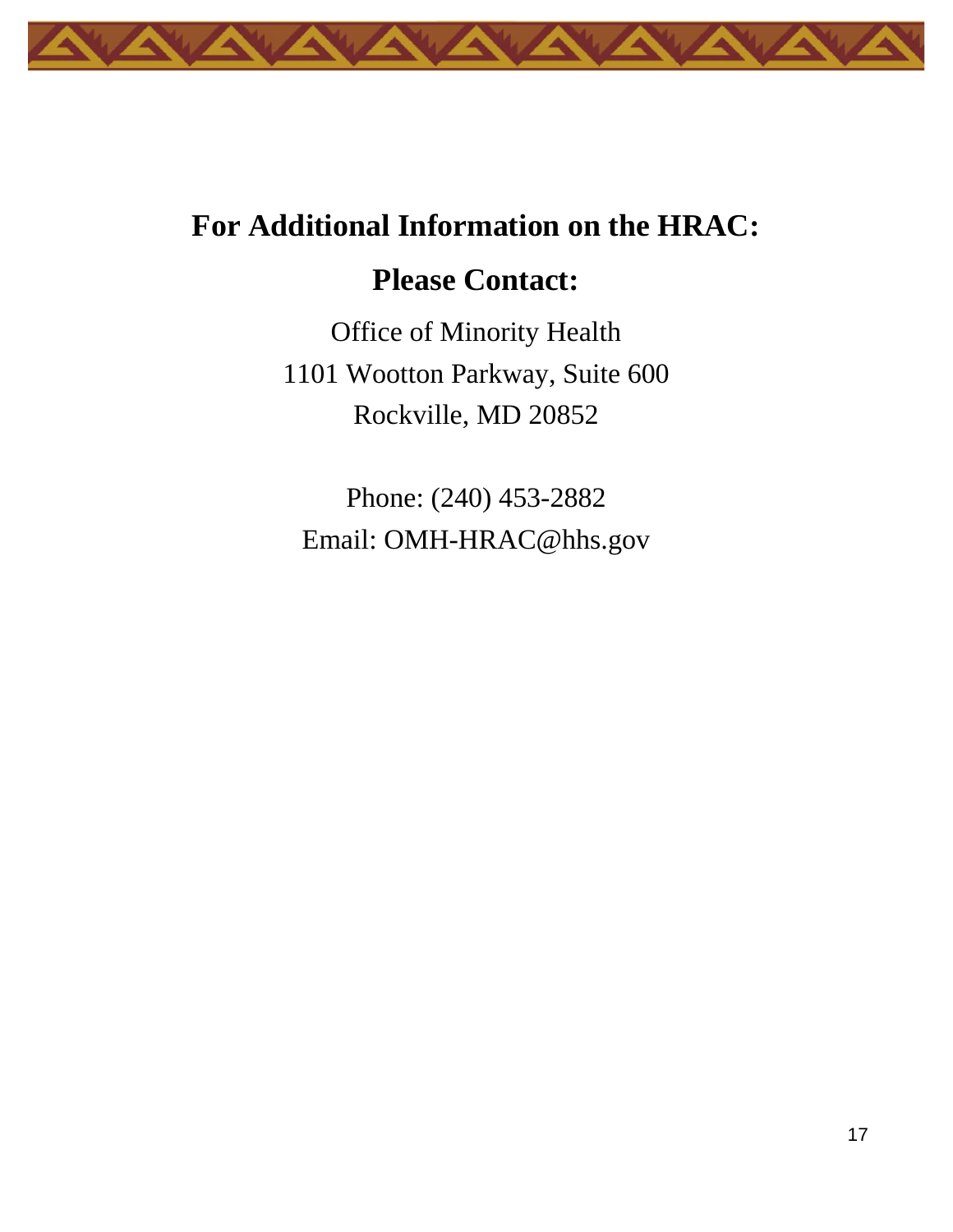## For Additional Information on the HRAC:

## Please Contact:

Office of Minority Health
1101 Wootton Parkway, Suite 600
Rockville, MD 20852

Phone: (240) 453-2882
Email: OMH-HRAC@hhs.gov